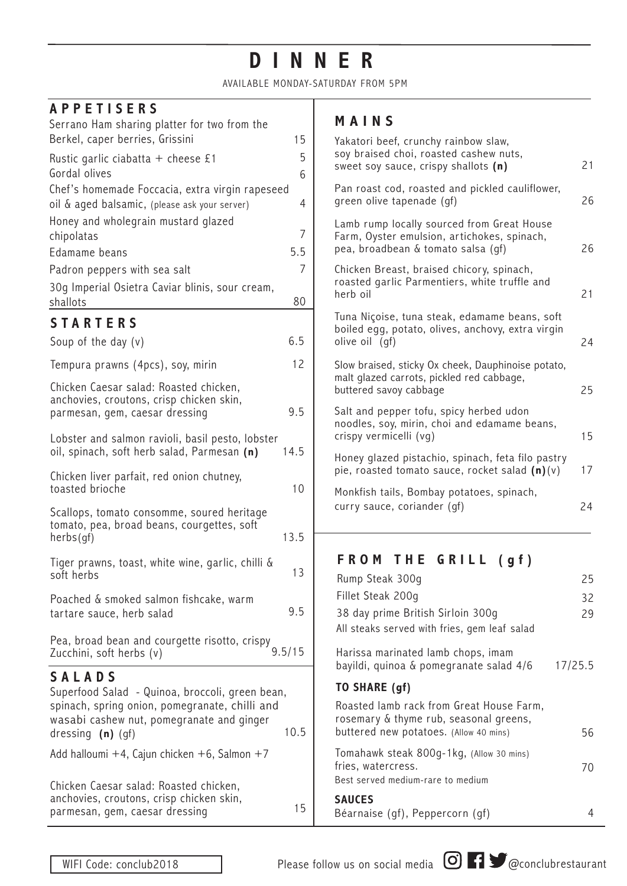# DINNER

AVAILABLE MONDAY-SATURDAY FROM 5PM

## APPETISERS

| Item | Price |
|---|---|
| Serrano Ham sharing platter for two from the Berkel, caper berries, Grissini | 15 |
| Rustic garlic ciabatta + cheese £1 | 5 |
| Gordal olives | 6 |
| Chef's homemade Foccacia, extra virgin rapeseed oil & aged balsamic, (please ask your server) | 4 |
| Honey and wholegrain mustard glazed chipolatas | 7 |
| Edamame beans | 5.5 |
| Padron peppers with sea salt | 7 |
| 30g Imperial Osietra Caviar blinis, sour cream, shallots | 80 |

## STARTERS

| Item | Price |
|---|---|
| Soup of the day (v) | 6.5 |
| Tempura prawns (4pcs), soy, mirin | 12 |
| Chicken Caesar salad: Roasted chicken, anchovies, croutons, crisp chicken skin, parmesan, gem, caesar dressing | 9.5 |
| Lobster and salmon ravioli, basil pesto, lobster oil, spinach, soft herb salad, Parmesan **(n)** | 14.5 |
| Chicken liver parfait, red onion chutney, toasted brioche | 10 |
| Scallops, tomato consomme, soured heritage tomato, pea, broad beans, courgettes, soft herbs(gf) | 13.5 |
| Tiger prawns, toast, white wine, garlic, chilli & soft herbs | 13 |
| Poached & smoked salmon fishcake, warm tartare sauce, herb salad | 9.5 |
| Pea, broad bean and courgette risotto, crispy Zucchini, soft herbs (v) | 9.5/15 |

## SALADS

| Item | Price |
|---|---|
| Superfood Salad - Quinoa, broccoli, green bean, spinach, spring onion, pomegranate, chilli and wasabi cashew nut, pomegranate and ginger dressing **(n)** (gf) | 10.5 |

Add halloumi +4, Cajun chicken +6, Salmon +7

| Item | Price |
|---|---|
| Chicken Caesar salad: Roasted chicken, anchovies, croutons, crisp chicken skin, parmesan, gem, caesar dressing | 15 |

## MAINS

| Item | Price |
|---|---|
| Yakatori beef, crunchy rainbow slaw, soy braised choi, roasted cashew nuts, sweet soy sauce, crispy shallots **(n)** | 21 |
| Pan roast cod, roasted and pickled cauliflower, green olive tapenade (gf) | 26 |
| Lamb rump locally sourced from Great House Farm, Oyster emulsion, artichokes, spinach, pea, broadbean & tomato salsa (gf) | 26 |
| Chicken Breast, braised chicory, spinach, roasted garlic Parmentiers, white truffle and herb oil | 21 |
| Tuna Niçoise, tuna steak, edamame beans, soft boiled egg, potato, olives, anchovy, extra virgin olive oil (gf) | 24 |
| Slow braised, sticky Ox cheek, Dauphinoise potato, malt glazed carrots, pickled red cabbage, buttered savoy cabbage | 25 |
| Salt and pepper tofu, spicy herbed udon noodles, soy, mirin, choi and edamame beans, crispy vermicelli (vg) | 15 |
| Honey glazed pistachio, spinach, feta filo pastry pie, roasted tomato sauce, rocket salad **(n)**(v) | 17 |
| Monkfish tails, Bombay potatoes, spinach, curry sauce, coriander (gf) | 24 |

## FROM THE GRILL (gf)

| Item | Price |
|---|---|
| Rump Steak 300g | 25 |
| Fillet Steak 200g | 32 |
| 38 day prime British Sirloin 300g | 29 |

All steaks served with fries, gem leaf salad

| Item | Price |
|---|---|
| Harissa marinated lamb chops, imam bayildi, quinoa & pomegranate salad 4/6 | 17/25.5 |

### TO SHARE (gf)

| Item | Price |
|---|---|
| Roasted lamb rack from Great House Farm, rosemary & thyme rub, seasonal greens, buttered new potatoes. (Allow 40 mins) | 56 |
| Tomahawk steak 800g-1kg, (Allow 30 mins) fries, watercress. Best served medium-rare to medium | 70 |

### SAUCES

| Item | Price |
|---|---|
| Béarnaise (gf), Peppercorn (gf) | 4 |

WIFI Code: conclub2018

Please follow us on social media @conclubrestaurant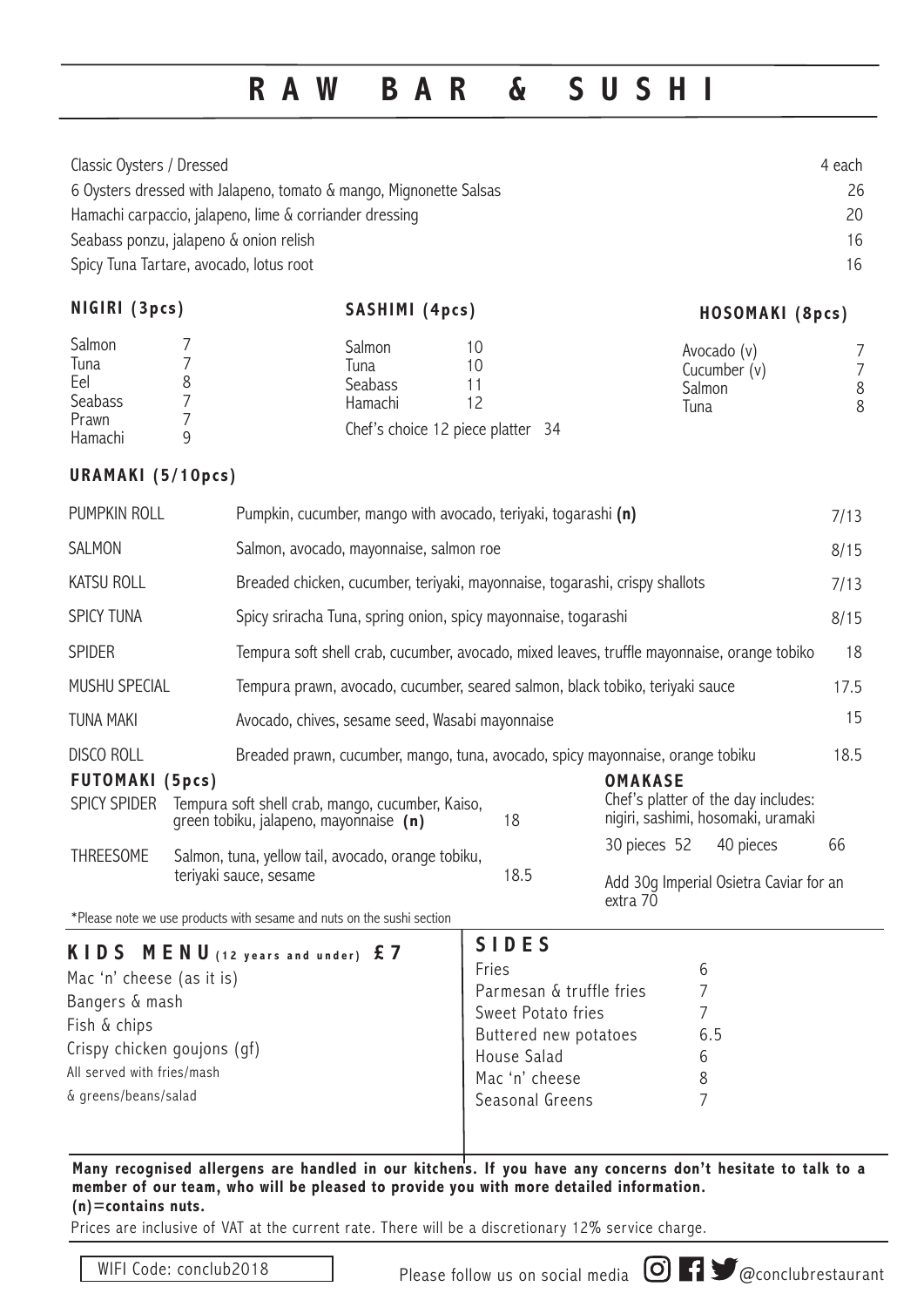# RAW BAR & SUSHI

| | |
|---|---|
| Classic Oysters / Dressed | 4 each |
| 6 Oysters dressed with Jalapeno, tomato & mango, Mignonette Salsas | 26 |
| Hamachi carpaccio, jalapeno, lime & corriander dressing | 20 |
| Seabass ponzu, jalapeno & onion relish | 16 |
| Spicy Tuna Tartare, avocado, lotus root | 16 |

## NIGIRI (3pcs)

| | |
|---|---|
| Salmon | 7 |
| Tuna | 7 |
| Eel | 8 |
| Seabass | 7 |
| Prawn | 7 |
| Hamachi | 9 |

## SASHIMI (4pcs)

| | |
|---|---|
| Salmon | 10 |
| Tuna | 10 |
| Seabass | 11 |
| Hamachi | 12 |

Chef's choice 12 piece platter 34

## HOSOMAKI (8pcs)

| | |
|---|---|
| Avocado (v) | 7 |
| Cucumber (v) | 7 |
| Salmon | 8 |
| Tuna | 8 |

## URAMAKI (5/10pcs)

| | | |
|---|---|---|
| PUMPKIN ROLL | Pumpkin, cucumber, mango with avocado, teriyaki, togarashi **(n)** | 7/13 |
| SALMON | Salmon, avocado, mayonnaise, salmon roe | 8/15 |
| KATSU ROLL | Breaded chicken, cucumber, teriyaki, mayonnaise, togarashi, crispy shallots | 7/13 |
| SPICY TUNA | Spicy sriracha Tuna, spring onion, spicy mayonnaise, togarashi | 8/15 |
| SPIDER | Tempura soft shell crab, cucumber, avocado, mixed leaves, truffle mayonnaise, orange tobiko | 18 |
| MUSHU SPECIAL | Tempura prawn, avocado, cucumber, seared salmon, black tobiko, teriyaki sauce | 17.5 |
| TUNA MAKI | Avocado, chives, sesame seed, Wasabi mayonnaise | 15 |
| DISCO ROLL | Breaded prawn, cucumber, mango, tuna, avocado, spicy mayonnaise, orange tobiku | 18.5 |

## FUTOMAKI (5pcs)

| | | |
|---|---|---|
| SPICY SPIDER | Tempura soft shell crab, mango, cucumber, Kaiso, green tobiku, jalapeno, mayonnaise **(n)** | 18 |
| THREESOME | Salmon, tuna, yellow tail, avocado, orange tobiku, teriyaki sauce, sesame | 18.5 |

## OMAKASE

Chef's platter of the day includes: nigiri, sashimi, hosomaki, uramaki

30 pieces 52 40 pieces 66

Add 30g Imperial Osietra Caviar for an extra 70

*Please note we use products with sesame and nuts on the sushi section

## KIDS MENU (12 years and under) £7

- Mac 'n' cheese (as it is)
- Bangers & mash
- Fish & chips
- Crispy chicken goujons (gf)

All served with fries/mash & greens/beans/salad

## SIDES

| | |
|---|---|
| Fries | 6 |
| Parmesan & truffle fries | 7 |
| Sweet Potato fries | 7 |
| Buttered new potatoes | 6.5 |
| House Salad | 6 |
| Mac 'n' cheese | 8 |
| Seasonal Greens | 7 |

**Many recognised allergens are handled in our kitchens. If you have any concerns don't hesitate to talk to a member of our team, who will be pleased to provide you with more detailed information.**
**(n)=contains nuts.**

Prices are inclusive of VAT at the current rate. There will be a discretionary 12% service charge.

WIFI Code: conclub2018

Please follow us on social media @conclubrestaurant